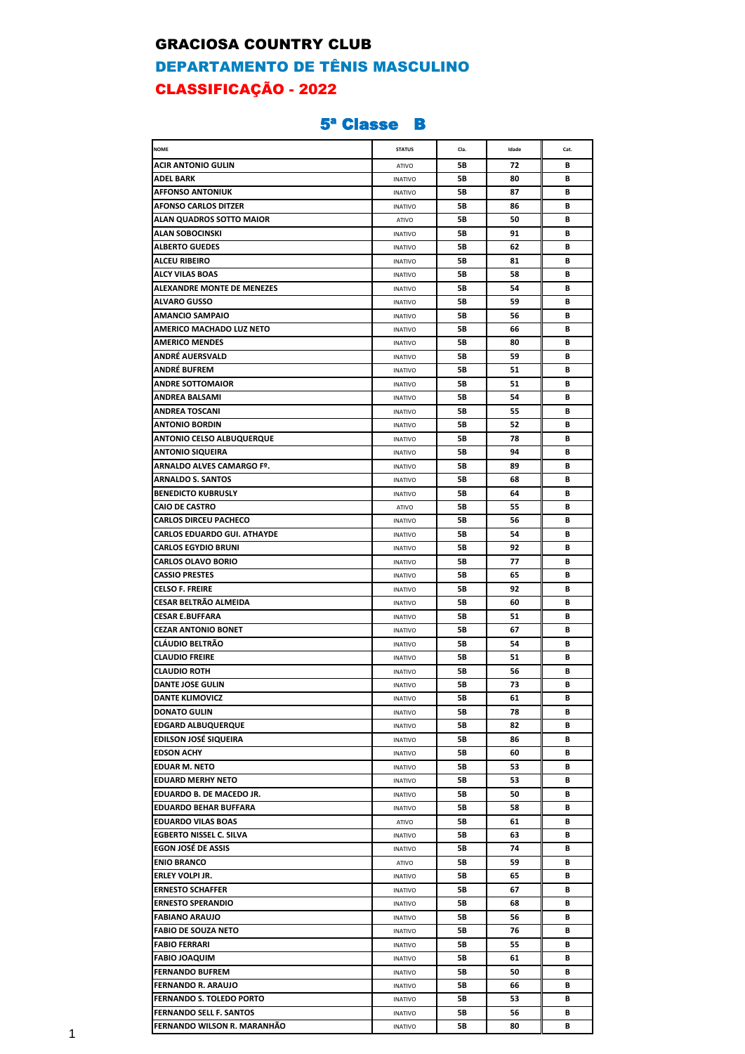# GRACIOSA COUNTRY CLUB

## DEPARTAMENTO DE TÊNIS MASCULINO

## CLASSIFICAÇÃO - 2022

### 5ª Classe B

| NOME | STATUS | Cla. | Idade | Cat. |
|---|---|---|---|---|
| ACIR ANTONIO GULIN | ATIVO | 5B | 72 | B |
| ADEL BARK | INATIVO | 5B | 80 | B |
| AFFONSO ANTONIUK | INATIVO | 5B | 87 | B |
| AFONSO CARLOS DITZER | INATIVO | 5B | 86 | B |
| ALAN QUADROS SOTTO MAIOR | ATIVO | 5B | 50 | B |
| ALAN SOBOCINSKI | INATIVO | 5B | 91 | B |
| ALBERTO GUEDES | INATIVO | 5B | 62 | B |
| ALCEU RIBEIRO | INATIVO | 5B | 81 | B |
| ALCY VILAS BOAS | INATIVO | 5B | 58 | B |
| ALEXANDRE MONTE DE MENEZES | INATIVO | 5B | 54 | B |
| ALVARO GUSSO | INATIVO | 5B | 59 | B |
| AMANCIO SAMPAIO | INATIVO | 5B | 56 | B |
| AMERICO MACHADO LUZ NETO | INATIVO | 5B | 66 | B |
| AMERICO MENDES | INATIVO | 5B | 80 | B |
| ANDRÉ AUERSVALD | INATIVO | 5B | 59 | B |
| ANDRÉ BUFREM | INATIVO | 5B | 51 | B |
| ANDRE SOTTOMAIOR | INATIVO | 5B | 51 | B |
| ANDREA BALSAMI | INATIVO | 5B | 54 | B |
| ANDREA TOSCANI | INATIVO | 5B | 55 | B |
| ANTONIO BORDIN | INATIVO | 5B | 52 | B |
| ANTONIO CELSO ALBUQUERQUE | INATIVO | 5B | 78 | B |
| ANTONIO SIQUEIRA | INATIVO | 5B | 94 | B |
| ARNALDO ALVES CAMARGO Fº. | INATIVO | 5B | 89 | B |
| ARNALDO S. SANTOS | INATIVO | 5B | 68 | B |
| BENEDICTO KUBRUSLY | INATIVO | 5B | 64 | B |
| CAIO DE CASTRO | ATIVO | 5B | 55 | B |
| CARLOS DIRCEU PACHECO | INATIVO | 5B | 56 | B |
| CARLOS EDUARDO GUI. ATHAYDE | INATIVO | 5B | 54 | B |
| CARLOS EGYDIO BRUNI | INATIVO | 5B | 92 | B |
| CARLOS OLAVO BORIO | INATIVO | 5B | 77 | B |
| CASSIO PRESTES | INATIVO | 5B | 65 | B |
| CELSO F. FREIRE | INATIVO | 5B | 92 | B |
| CESAR BELTRÃO ALMEIDA | INATIVO | 5B | 60 | B |
| CESAR E.BUFFARA | INATIVO | 5B | 51 | B |
| CEZAR ANTONIO BONET | INATIVO | 5B | 67 | B |
| CLÁUDIO BELTRÃO | INATIVO | 5B | 54 | B |
| CLAUDIO FREIRE | INATIVO | 5B | 51 | B |
| CLAUDIO ROTH | INATIVO | 5B | 56 | B |
| DANTE JOSE GULIN | INATIVO | 5B | 73 | B |
| DANTE KLIMOVICZ | INATIVO | 5B | 61 | B |
| DONATO GULIN | INATIVO | 5B | 78 | B |
| EDGARD ALBUQUERQUE | INATIVO | 5B | 82 | B |
| EDILSON JOSÉ SIQUEIRA | INATIVO | 5B | 86 | B |
| EDSON ACHY | INATIVO | 5B | 60 | B |
| EDUAR M. NETO | INATIVO | 5B | 53 | B |
| EDUARD MERHY NETO | INATIVO | 5B | 53 | B |
| EDUARDO B. DE MACEDO JR. | INATIVO | 5B | 50 | B |
| EDUARDO BEHAR BUFFARA | INATIVO | 5B | 58 | B |
| EDUARDO VILAS BOAS | ATIVO | 5B | 61 | B |
| EGBERTO NISSEL C. SILVA | INATIVO | 5B | 63 | B |
| EGON JOSÉ DE ASSIS | INATIVO | 5B | 74 | B |
| ENIO BRANCO | ATIVO | 5B | 59 | B |
| ERLEY VOLPI JR. | INATIVO | 5B | 65 | B |
| ERNESTO SCHAFFER | INATIVO | 5B | 67 | B |
| ERNESTO SPERANDIO | INATIVO | 5B | 68 | B |
| FABIANO ARAUJO | INATIVO | 5B | 56 | B |
| FABIO DE SOUZA NETO | INATIVO | 5B | 76 | B |
| FABIO FERRARI | INATIVO | 5B | 55 | B |
| FABIO JOAQUIM | INATIVO | 5B | 61 | B |
| FERNANDO BUFREM | INATIVO | 5B | 50 | B |
| FERNANDO R. ARAUJO | INATIVO | 5B | 66 | B |
| FERNANDO S. TOLEDO PORTO | INATIVO | 5B | 53 | B |
| FERNANDO SELL F. SANTOS | INATIVO | 5B | 56 | B |
| FERNANDO WILSON R. MARANHÃO | INATIVO | 5B | 80 | B |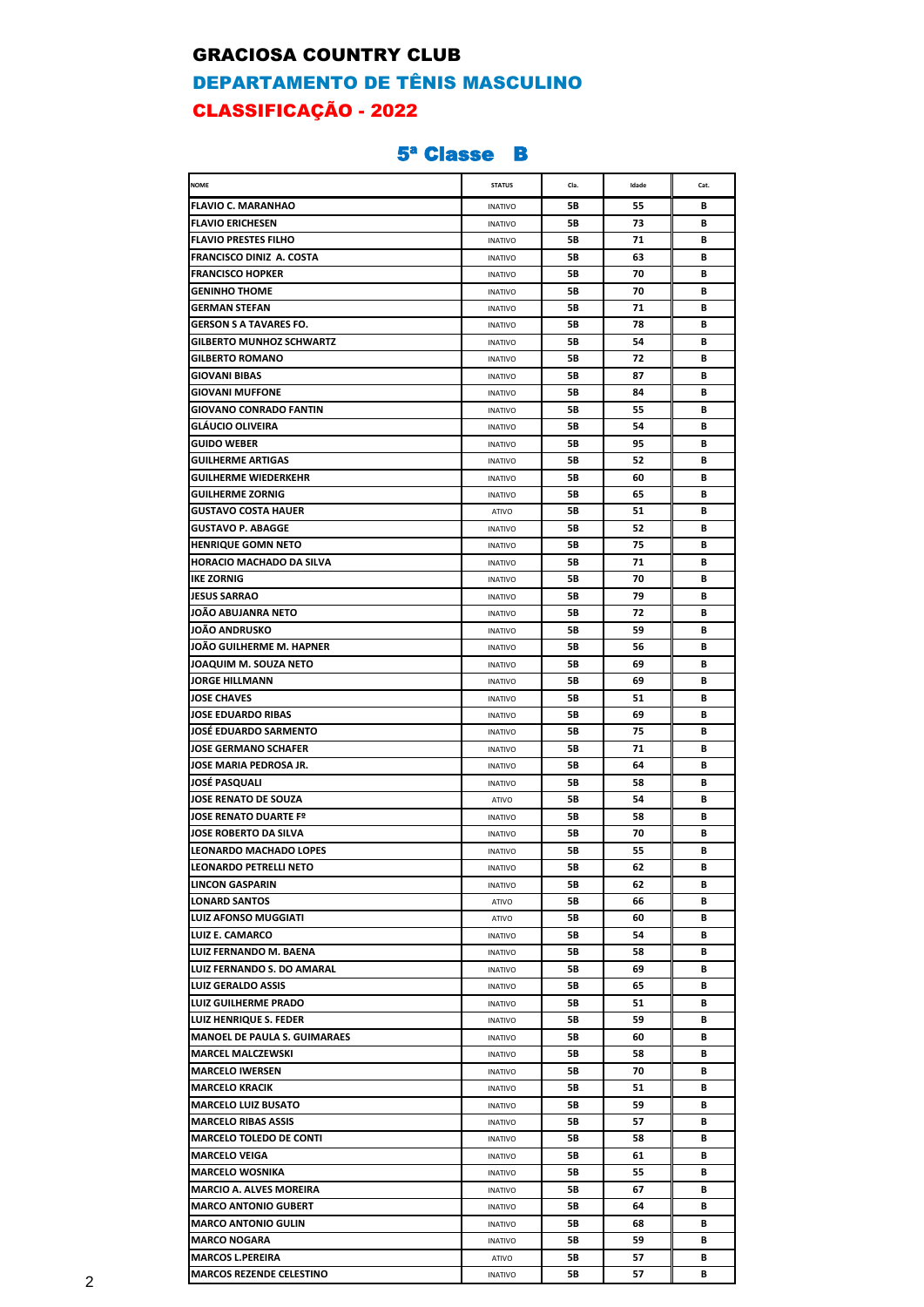# GRACIOSA COUNTRY CLUB

## DEPARTAMENTO DE TÊNIS MASCULINO

## CLASSIFICAÇÃO - 2022

### 5ª Classe B

| NOME | STATUS | Cla. | Idade | Cat. |
|---|---|---|---|---|
| FLAVIO C. MARANHAO | INATIVO | 5B | 55 | B |
| FLAVIO ERICHESEN | INATIVO | 5B | 73 | B |
| FLAVIO PRESTES FILHO | INATIVO | 5B | 71 | B |
| FRANCISCO DINIZ A. COSTA | INATIVO | 5B | 63 | B |
| FRANCISCO HOPKER | INATIVO | 5B | 70 | B |
| GENINHO THOME | INATIVO | 5B | 70 | B |
| GERMAN STEFAN | INATIVO | 5B | 71 | B |
| GERSON S A TAVARES FO. | INATIVO | 5B | 78 | B |
| GILBERTO MUNHOZ SCHWARTZ | INATIVO | 5B | 54 | B |
| GILBERTO ROMANO | INATIVO | 5B | 72 | B |
| GIOVANI BIBAS | INATIVO | 5B | 87 | B |
| GIOVANI MUFFONE | INATIVO | 5B | 84 | B |
| GIOVANO CONRADO FANTIN | INATIVO | 5B | 55 | B |
| GLÁUCIO OLIVEIRA | INATIVO | 5B | 54 | B |
| GUIDO WEBER | INATIVO | 5B | 95 | B |
| GUILHERME ARTIGAS | INATIVO | 5B | 52 | B |
| GUILHERME WIEDERKEHR | INATIVO | 5B | 60 | B |
| GUILHERME ZORNIG | INATIVO | 5B | 65 | B |
| GUSTAVO COSTA HAUER | ATIVO | 5B | 51 | B |
| GUSTAVO P. ABAGGE | INATIVO | 5B | 52 | B |
| HENRIQUE GOMN NETO | INATIVO | 5B | 75 | B |
| HORACIO MACHADO DA SILVA | INATIVO | 5B | 71 | B |
| IKE ZORNIG | INATIVO | 5B | 70 | B |
| JESUS SARRAO | INATIVO | 5B | 79 | B |
| JOÃO ABUJANRA NETO | INATIVO | 5B | 72 | B |
| JOÃO ANDRUSKO | INATIVO | 5B | 59 | B |
| JOÃO GUILHERME M. HAPNER | INATIVO | 5B | 56 | B |
| JOAQUIM M. SOUZA NETO | INATIVO | 5B | 69 | B |
| JORGE HILLMANN | INATIVO | 5B | 69 | B |
| JOSE CHAVES | INATIVO | 5B | 51 | B |
| JOSE EDUARDO RIBAS | INATIVO | 5B | 69 | B |
| JOSÉ EDUARDO SARMENTO | INATIVO | 5B | 75 | B |
| JOSE GERMANO SCHAFER | INATIVO | 5B | 71 | B |
| JOSE MARIA PEDROSA JR. | INATIVO | 5B | 64 | B |
| JOSÉ PASQUALI | INATIVO | 5B | 58 | B |
| JOSE RENATO DE SOUZA | ATIVO | 5B | 54 | B |
| JOSE RENATO DUARTE Fº | INATIVO | 5B | 58 | B |
| JOSE ROBERTO DA SILVA | INATIVO | 5B | 70 | B |
| LEONARDO MACHADO LOPES | INATIVO | 5B | 55 | B |
| LEONARDO PETRELLI NETO | INATIVO | 5B | 62 | B |
| LINCON GASPARIN | INATIVO | 5B | 62 | B |
| LONARD SANTOS | ATIVO | 5B | 66 | B |
| LUIZ AFONSO MUGGIATI | ATIVO | 5B | 60 | B |
| LUIZ E. CAMARCO | INATIVO | 5B | 54 | B |
| LUIZ FERNANDO M. BAENA | INATIVO | 5B | 58 | B |
| LUIZ FERNANDO S. DO AMARAL | INATIVO | 5B | 69 | B |
| LUIZ GERALDO ASSIS | INATIVO | 5B | 65 | B |
| LUIZ GUILHERME PRADO | INATIVO | 5B | 51 | B |
| LUIZ HENRIQUE S. FEDER | INATIVO | 5B | 59 | B |
| MANOEL DE PAULA S. GUIMARAES | INATIVO | 5B | 60 | B |
| MARCEL MALCZEWSKI | INATIVO | 5B | 58 | B |
| MARCELO IWERSEN | INATIVO | 5B | 70 | B |
| MARCELO KRACIK | INATIVO | 5B | 51 | B |
| MARCELO LUIZ BUSATO | INATIVO | 5B | 59 | B |
| MARCELO RIBAS ASSIS | INATIVO | 5B | 57 | B |
| MARCELO TOLEDO DE CONTI | INATIVO | 5B | 58 | B |
| MARCELO VEIGA | INATIVO | 5B | 61 | B |
| MARCELO WOSNIKA | INATIVO | 5B | 55 | B |
| MARCIO A. ALVES MOREIRA | INATIVO | 5B | 67 | B |
| MARCO ANTONIO GUBERT | INATIVO | 5B | 64 | B |
| MARCO ANTONIO GULIN | INATIVO | 5B | 68 | B |
| MARCO NOGARA | INATIVO | 5B | 59 | B |
| MARCOS L.PEREIRA | ATIVO | 5B | 57 | B |
| MARCOS REZENDE CELESTINO | INATIVO | 5B | 57 | B |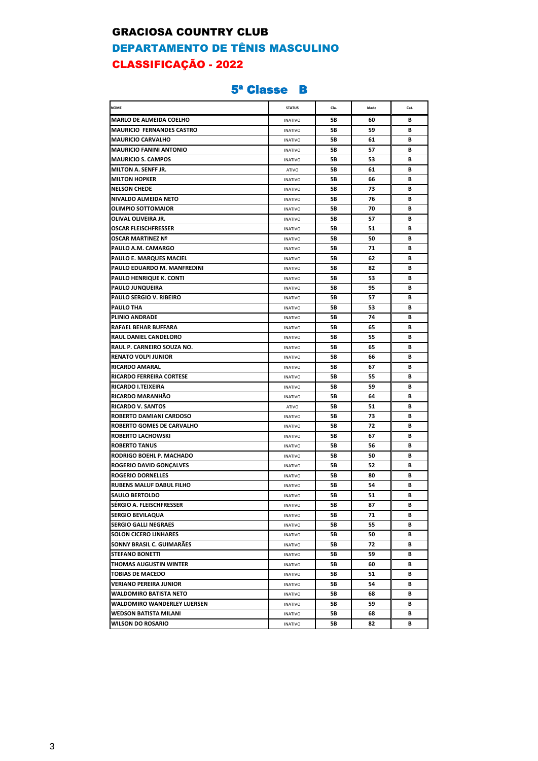# GRACIOSA COUNTRY CLUB

## DEPARTAMENTO DE TÊNIS MASCULINO

## CLASSIFICAÇÃO - 2022

### 5ª Classe B

| NOME | STATUS | Cla. | Idade | Cat. |
|---|---|---|---|---|
| MARLO DE ALMEIDA COELHO | INATIVO | 5B | 60 | B |
| MAURICIO FERNANDES CASTRO | INATIVO | 5B | 59 | B |
| MAURICIO CARVALHO | INATIVO | 5B | 61 | B |
| MAURICIO FANINI ANTONIO | INATIVO | 5B | 57 | B |
| MAURICIO S. CAMPOS | INATIVO | 5B | 53 | B |
| MILTON A. SENFF JR. | ATIVO | 5B | 61 | B |
| MILTON HOPKER | INATIVO | 5B | 66 | B |
| NELSON CHEDE | INATIVO | 5B | 73 | B |
| NIVALDO ALMEIDA NETO | INATIVO | 5B | 76 | B |
| OLIMPIO SOTTOMAIOR | INATIVO | 5B | 70 | B |
| OLIVAL OLIVEIRA JR. | INATIVO | 5B | 57 | B |
| OSCAR FLEISCHFRESSER | INATIVO | 5B | 51 | B |
| OSCAR MARTINEZ Nº | INATIVO | 5B | 50 | B |
| PAULO A.M. CAMARGO | INATIVO | 5B | 71 | B |
| PAULO E. MARQUES MACIEL | INATIVO | 5B | 62 | B |
| PAULO EDUARDO M. MANFREDINI | INATIVO | 5B | 82 | B |
| PAULO HENRIQUE K. CONTI | INATIVO | 5B | 53 | B |
| PAULO JUNQUEIRA | INATIVO | 5B | 95 | B |
| PAULO SERGIO V. RIBEIRO | INATIVO | 5B | 57 | B |
| PAULO THA | INATIVO | 5B | 53 | B |
| PLINIO ANDRADE | INATIVO | 5B | 74 | B |
| RAFAEL BEHAR BUFFARA | INATIVO | 5B | 65 | B |
| RAUL DANIEL CANDELORO | INATIVO | 5B | 55 | B |
| RAUL P. CARNEIRO SOUZA NO. | INATIVO | 5B | 65 | B |
| RENATO VOLPI JUNIOR | INATIVO | 5B | 66 | B |
| RICARDO AMARAL | INATIVO | 5B | 67 | B |
| RICARDO FERREIRA CORTESE | INATIVO | 5B | 55 | B |
| RICARDO I.TEIXEIRA | INATIVO | 5B | 59 | B |
| RICARDO MARANHÃO | INATIVO | 5B | 64 | B |
| RICARDO V. SANTOS | ATIVO | 5B | 51 | B |
| ROBERTO DAMIANI CARDOSO | INATIVO | 5B | 73 | B |
| ROBERTO GOMES DE CARVALHO | INATIVO | 5B | 72 | B |
| ROBERTO LACHOWSKI | INATIVO | 5B | 67 | B |
| ROBERTO TANUS | INATIVO | 5B | 56 | B |
| RODRIGO BOEHL P. MACHADO | INATIVO | 5B | 50 | B |
| ROGERIO DAVID GONÇALVES | INATIVO | 5B | 52 | B |
| ROGERIO DORNELLES | INATIVO | 5B | 80 | B |
| RUBENS MALUF DABUL FILHO | INATIVO | 5B | 54 | B |
| SAULO BERTOLDO | INATIVO | 5B | 51 | B |
| SÉRGIO A. FLEISCHFRESSER | INATIVO | 5B | 87 | B |
| SERGIO BEVILAQUA | INATIVO | 5B | 71 | B |
| SERGIO GALLI NEGRAES | INATIVO | 5B | 55 | B |
| SOLON CICERO LINHARES | INATIVO | 5B | 50 | B |
| SONNY BRASIL C. GUIMARÃES | INATIVO | 5B | 72 | B |
| STEFANO BONETTI | INATIVO | 5B | 59 | B |
| THOMAS AUGUSTIN WINTER | INATIVO | 5B | 60 | B |
| TOBIAS DE MACEDO | INATIVO | 5B | 51 | B |
| VERIANO PEREIRA JUNIOR | INATIVO | 5B | 54 | B |
| WALDOMIRO BATISTA NETO | INATIVO | 5B | 68 | B |
| WALDOMIRO WANDERLEY LUERSEN | INATIVO | 5B | 59 | B |
| WEDSON BATISTA MILANI | INATIVO | 5B | 68 | B |
| WILSON DO ROSARIO | INATIVO | 5B | 82 | B |